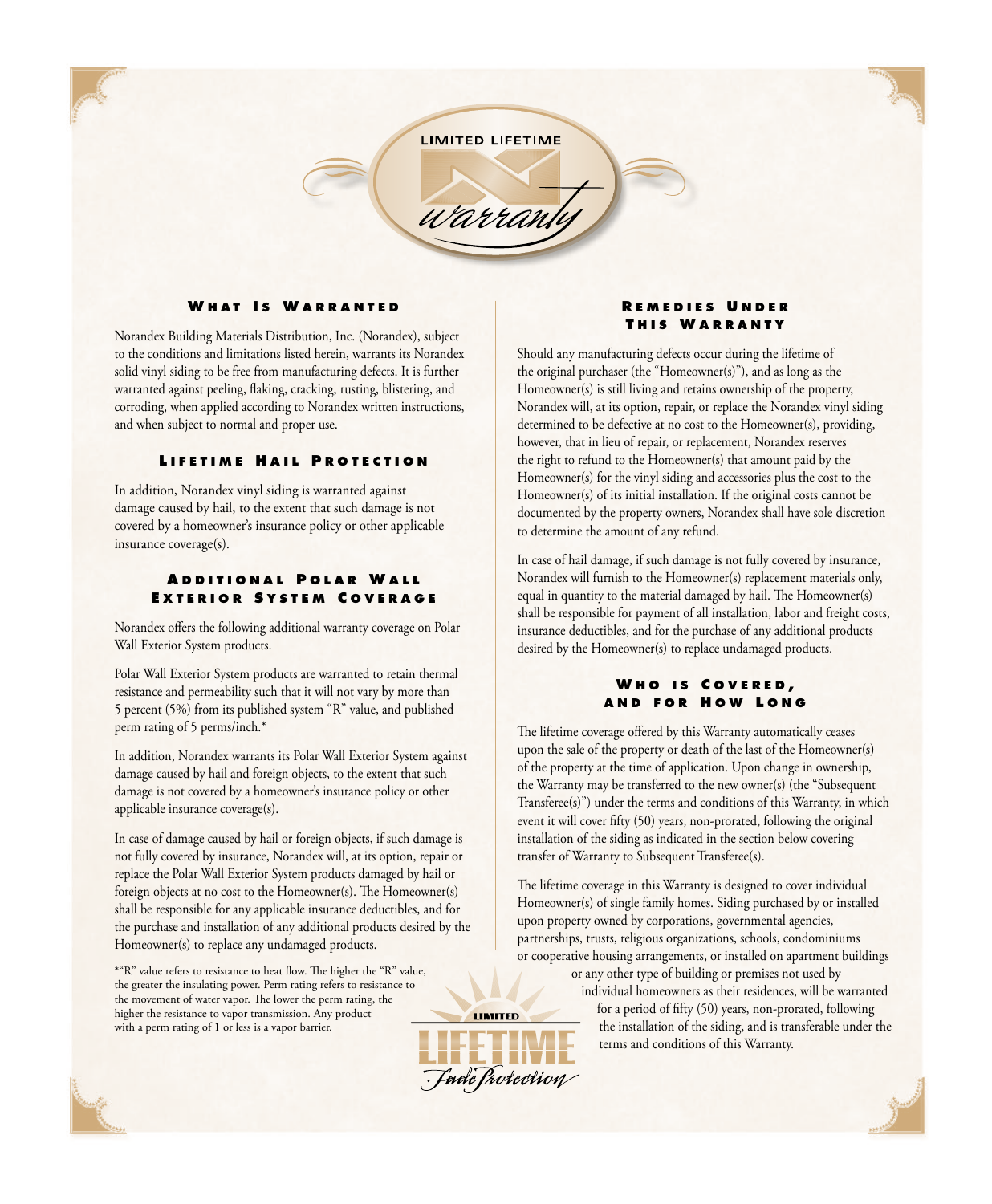LIMITED LIFETIME

*warranty*

## What Is Warranted

Norandex Building Materials Distribution, Inc. (Norandex), subject to the conditions and limitations listed herein, warrants its Norandex solid vinyl siding to be free from manufacturing defects. It is further warranted against peeling, flaking, cracking, rusting, blistering, and corroding, when applied according to Norandex written instructions, and when subject to normal and proper use.

## Lifetime Hail Protection

In addition, Norandex vinyl siding is warranted against damage caused by hail, to the extent that such damage is not covered by a homeowner's insurance policy or other applicable insurance coverage(s).

## Additional Polar Wall Exterior System Coverage

Norandex offers the following additional warranty coverage on Polar Wall Exterior System products.

Polar Wall Exterior System products are warranted to retain thermal resistance and permeability such that it will not vary by more than 5 percent (5%) from its published system "R" value, and published perm rating of 5 perms/inch.*

In addition, Norandex warrants its Polar Wall Exterior System against damage caused by hail and foreign objects, to the extent that such damage is not covered by a homeowner's insurance policy or other applicable insurance coverage(s).

In case of damage caused by hail or foreign objects, if such damage is not fully covered by insurance, Norandex will, at its option, repair or replace the Polar Wall Exterior System products damaged by hail or foreign objects at no cost to the Homeowner(s). The Homeowner(s) shall be responsible for any applicable insurance deductibles, and for the purchase and installation of any additional products desired by the Homeowner(s) to replace any undamaged products.

*"R" value refers to resistance to heat flow. The higher the "R" value, the greater the insulating power. Perm rating refers to resistance to the movement of water vapor. The lower the perm rating, the higher the resistance to vapor transmission. Any product with a perm rating of 1 or less is a vapor barrier.

## Remedies Under This Warranty

Should any manufacturing defects occur during the lifetime of the original purchaser (the "Homeowner(s)"), and as long as the Homeowner(s) is still living and retains ownership of the property, Norandex will, at its option, repair, or replace the Norandex vinyl siding determined to be defective at no cost to the Homeowner(s), providing, however, that in lieu of repair, or replacement, Norandex reserves the right to refund to the Homeowner(s) that amount paid by the Homeowner(s) for the vinyl siding and accessories plus the cost to the Homeowner(s) of its initial installation. If the original costs cannot be documented by the property owners, Norandex shall have sole discretion to determine the amount of any refund.

In case of hail damage, if such damage is not fully covered by insurance, Norandex will furnish to the Homeowner(s) replacement materials only, equal in quantity to the material damaged by hail. The Homeowner(s) shall be responsible for payment of all installation, labor and freight costs, insurance deductibles, and for the purchase of any additional products desired by the Homeowner(s) to replace undamaged products.

## Who is Covered, and for How Long

The lifetime coverage offered by this Warranty automatically ceases upon the sale of the property or death of the last of the Homeowner(s) of the property at the time of application. Upon change in ownership, the Warranty may be transferred to the new owner(s) (the "Subsequent Transferee(s)") under the terms and conditions of this Warranty, in which event it will cover fifty (50) years, non-prorated, following the original installation of the siding as indicated in the section below covering transfer of Warranty to Subsequent Transferee(s).

The lifetime coverage in this Warranty is designed to cover individual Homeowner(s) of single family homes. Siding purchased by or installed upon property owned by corporations, governmental agencies, partnerships, trusts, religious organizations, schools, condominiums or cooperative housing arrangements, or installed on apartment buildings or any other type of building or premises not used by individual homeowners as their residences, will be warranted for a period of fifty (50) years, non-prorated, following the installation of the siding, and is transferable under the terms and conditions of this Warranty.

LIMITED LIFETIME *Fade Protection*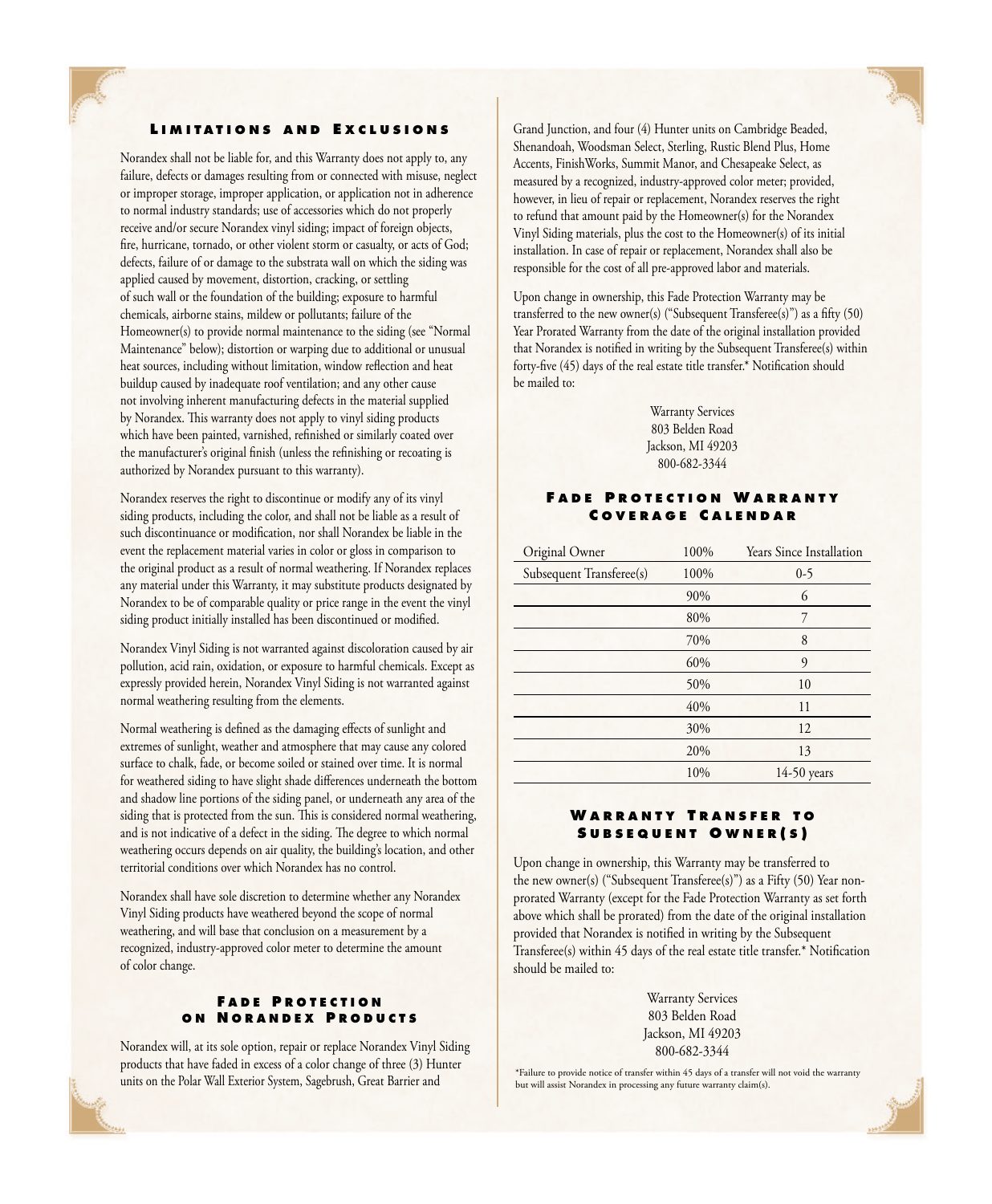## Limitations and Exclusions

Norandex shall not be liable for, and this Warranty does not apply to, any failure, defects or damages resulting from or connected with misuse, neglect or improper storage, improper application, or application not in adherence to normal industry standards; use of accessories which do not properly receive and/or secure Norandex vinyl siding; impact of foreign objects, fire, hurricane, tornado, or other violent storm or casualty, or acts of God; defects, failure of or damage to the substrata wall on which the siding was applied caused by movement, distortion, cracking, or settling of such wall or the foundation of the building; exposure to harmful chemicals, airborne stains, mildew or pollutants; failure of the Homeowner(s) to provide normal maintenance to the siding (see "Normal Maintenance" below); distortion or warping due to additional or unusual heat sources, including without limitation, window reflection and heat buildup caused by inadequate roof ventilation; and any other cause not involving inherent manufacturing defects in the material supplied by Norandex. This warranty does not apply to vinyl siding products which have been painted, varnished, refinished or similarly coated over the manufacturer's original finish (unless the refinishing or recoating is authorized by Norandex pursuant to this warranty).

Norandex reserves the right to discontinue or modify any of its vinyl siding products, including the color, and shall not be liable as a result of such discontinuance or modification, nor shall Norandex be liable in the event the replacement material varies in color or gloss in comparison to the original product as a result of normal weathering. If Norandex replaces any material under this Warranty, it may substitute products designated by Norandex to be of comparable quality or price range in the event the vinyl siding product initially installed has been discontinued or modified.

Norandex Vinyl Siding is not warranted against discoloration caused by air pollution, acid rain, oxidation, or exposure to harmful chemicals. Except as expressly provided herein, Norandex Vinyl Siding is not warranted against normal weathering resulting from the elements.

Normal weathering is defined as the damaging effects of sunlight and extremes of sunlight, weather and atmosphere that may cause any colored surface to chalk, fade, or become soiled or stained over time. It is normal for weathered siding to have slight shade differences underneath the bottom and shadow line portions of the siding panel, or underneath any area of the siding that is protected from the sun. This is considered normal weathering, and is not indicative of a defect in the siding. The degree to which normal weathering occurs depends on air quality, the building's location, and other territorial conditions over which Norandex has no control.

Norandex shall have sole discretion to determine whether any Norandex Vinyl Siding products have weathered beyond the scope of normal weathering, and will base that conclusion on a measurement by a recognized, industry-approved color meter to determine the amount of color change.

## Fade Protection on Norandex Products

Norandex will, at its sole option, repair or replace Norandex Vinyl Siding products that have faded in excess of a color change of three (3) Hunter units on the Polar Wall Exterior System, Sagebrush, Great Barrier and Grand Junction, and four (4) Hunter units on Cambridge Beaded, Shenandoah, Woodsman Select, Sterling, Rustic Blend Plus, Home Accents, FinishWorks, Summit Manor, and Chesapeake Select, as measured by a recognized, industry-approved color meter; provided, however, in lieu of repair or replacement, Norandex reserves the right to refund that amount paid by the Homeowner(s) for the Norandex Vinyl Siding materials, plus the cost to the Homeowner(s) of its initial installation. In case of repair or replacement, Norandex shall also be responsible for the cost of all pre-approved labor and materials.

Upon change in ownership, this Fade Protection Warranty may be transferred to the new owner(s) ("Subsequent Transferee(s)") as a fifty (50) Year Prorated Warranty from the date of the original installation provided that Norandex is notified in writing by the Subsequent Transferee(s) within forty-five (45) days of the real estate title transfer.* Notification should be mailed to:

Warranty Services
803 Belden Road
Jackson, MI 49203
800-682-3344

## Fade Protection Warranty Coverage Calendar

| Original Owner | 100% | Years Since Installation |
|---|---|---|
| Subsequent Transferee(s) | 100% | 0-5 |
| | 90% | 6 |
| | 80% | 7 |
| | 70% | 8 |
| | 60% | 9 |
| | 50% | 10 |
| | 40% | 11 |
| | 30% | 12 |
| | 20% | 13 |
| | 10% | 14-50 years |

## Warranty Transfer to Subsequent Owner(s)

Upon change in ownership, this Warranty may be transferred to the new owner(s) ("Subsequent Transferee(s)") as a Fifty (50) Year non-prorated Warranty (except for the Fade Protection Warranty as set forth above which shall be prorated) from the date of the original installation provided that Norandex is notified in writing by the Subsequent Transferee(s) within 45 days of the real estate title transfer.* Notification should be mailed to:

Warranty Services
803 Belden Road
Jackson, MI 49203
800-682-3344

*Failure to provide notice of transfer within 45 days of a transfer will not void the warranty but will assist Norandex in processing any future warranty claim(s).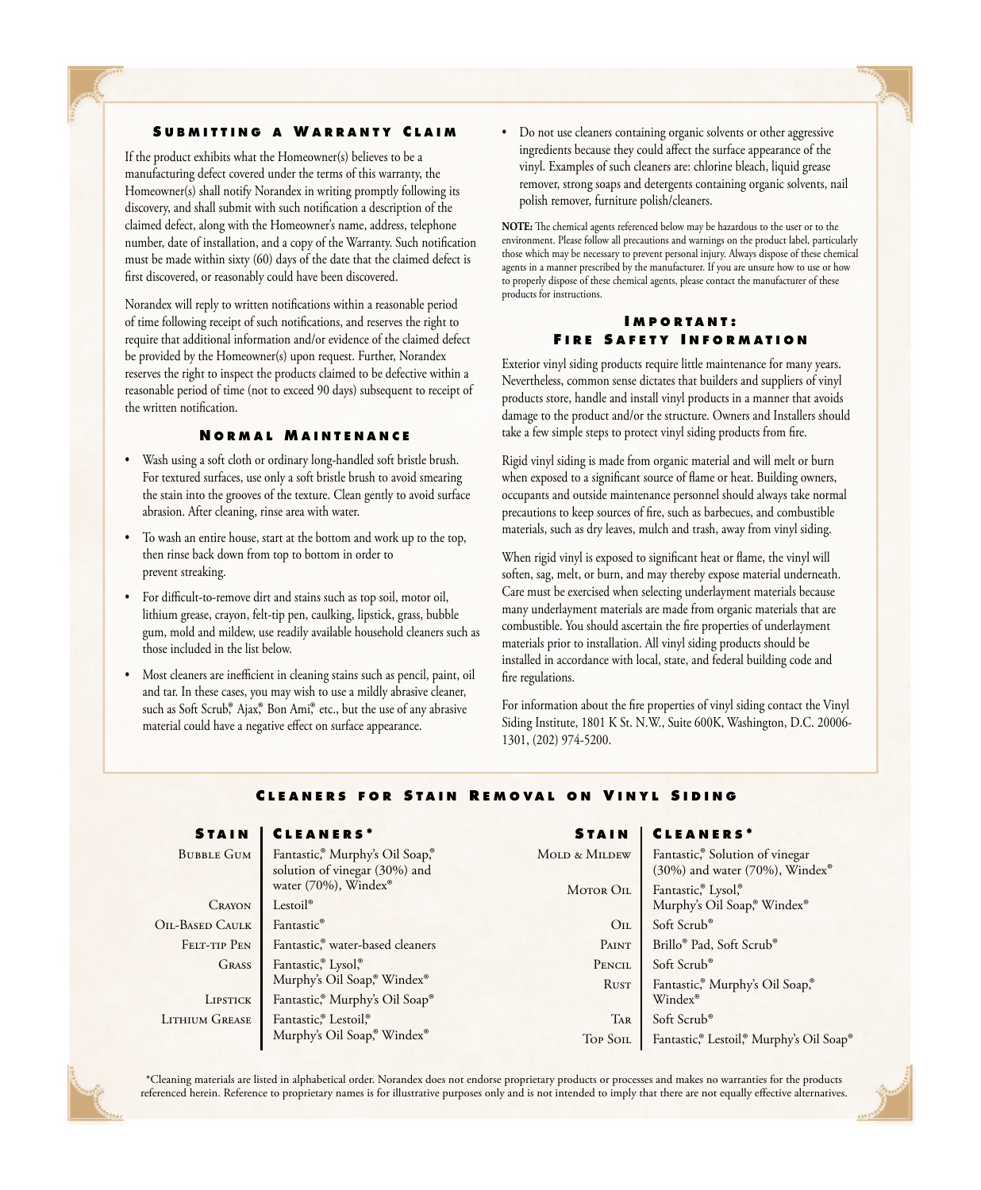## Submitting a Warranty Claim

If the product exhibits what the Homeowner(s) believes to be a manufacturing defect covered under the terms of this warranty, the Homeowner(s) shall notify Norandex in writing promptly following its discovery, and shall submit with such notification a description of the claimed defect, along with the Homeowner's name, address, telephone number, date of installation, and a copy of the Warranty. Such notification must be made within sixty (60) days of the date that the claimed defect is first discovered, or reasonably could have been discovered.

Norandex will reply to written notifications within a reasonable period of time following receipt of such notifications, and reserves the right to require that additional information and/or evidence of the claimed defect be provided by the Homeowner(s) upon request. Further, Norandex reserves the right to inspect the products claimed to be defective within a reasonable period of time (not to exceed 90 days) subsequent to receipt of the written notification.

## Normal Maintenance

- Wash using a soft cloth or ordinary long-handled soft bristle brush. For textured surfaces, use only a soft bristle brush to avoid smearing the stain into the grooves of the texture. Clean gently to avoid surface abrasion. After cleaning, rinse area with water.
- To wash an entire house, start at the bottom and work up to the top, then rinse back down from top to bottom in order to prevent streaking.
- For difficult-to-remove dirt and stains such as top soil, motor oil, lithium grease, crayon, felt-tip pen, caulking, lipstick, grass, bubble gum, mold and mildew, use readily available household cleaners such as those included in the list below.
- Most cleaners are inefficient in cleaning stains such as pencil, paint, oil and tar. In these cases, you may wish to use a mildly abrasive cleaner, such as Soft Scrub®, Ajax®, Bon Ami®, etc., but the use of any abrasive material could have a negative effect on surface appearance.
- Do not use cleaners containing organic solvents or other aggressive ingredients because they could affect the surface appearance of the vinyl. Examples of such cleaners are: chlorine bleach, liquid grease remover, strong soaps and detergents containing organic solvents, nail polish remover, furniture polish/cleaners.

**NOTE:** The chemical agents referenced below may be hazardous to the user or to the environment. Please follow all precautions and warnings on the product label, particularly those which may be necessary to prevent personal injury. Always dispose of these chemical agents in a manner prescribed by the manufacturer. If you are unsure how to use or how to properly dispose of these chemical agents, please contact the manufacturer of these products for instructions.

## Important: Fire Safety Information

Exterior vinyl siding products require little maintenance for many years. Nevertheless, common sense dictates that builders and suppliers of vinyl products store, handle and install vinyl products in a manner that avoids damage to the product and/or the structure. Owners and Installers should take a few simple steps to protect vinyl siding products from fire.

Rigid vinyl siding is made from organic material and will melt or burn when exposed to a significant source of flame or heat. Building owners, occupants and outside maintenance personnel should always take normal precautions to keep sources of fire, such as barbecues, and combustible materials, such as dry leaves, mulch and trash, away from vinyl siding.

When rigid vinyl is exposed to significant heat or flame, the vinyl will soften, sag, melt, or burn, and may thereby expose material underneath. Care must be exercised when selecting underlayment materials because many underlayment materials are made from organic materials that are combustible. You should ascertain the fire properties of underlayment materials prior to installation. All vinyl siding products should be installed in accordance with local, state, and federal building code and fire regulations.

For information about the fire properties of vinyl siding contact the Vinyl Siding Institute, 1801 K St. N.W., Suite 600K, Washington, D.C. 20006-1301, (202) 974-5200.

## Cleaners for Stain Removal on Vinyl Siding

| Stain | Cleaners* |
|---|---|
| Bubble Gum | Fantastic®, Murphy's Oil Soap®, solution of vinegar (30%) and water (70%), Windex® |
| Crayon | Lestoil® |
| Oil-Based Caulk | Fantastic® |
| Felt-tip Pen | Fantastic®, water-based cleaners |
| Grass | Fantastic®, Lysol®, Murphy's Oil Soap®, Windex® |
| Lipstick | Fantastic®, Murphy's Oil Soap® |
| Lithium Grease | Fantastic®, Lestoil®, Murphy's Oil Soap®, Windex® |
| Mold & Mildew | Fantastic®, Solution of vinegar (30%) and water (70%), Windex® |
| Motor Oil | Fantastic®, Lysol®, Murphy's Oil Soap®, Windex® |
| Oil | Soft Scrub® |
| Paint | Brillo® Pad, Soft Scrub® |
| Pencil | Soft Scrub® |
| Rust | Fantastic®, Murphy's Oil Soap®, Windex® |
| Tar | Soft Scrub® |
| Top Soil | Fantastic®, Lestoil®, Murphy's Oil Soap® |

*Cleaning materials are listed in alphabetical order. Norandex does not endorse proprietary products or processes and makes no warranties for the products referenced herein. Reference to proprietary names is for illustrative purposes only and is not intended to imply that there are not equally effective alternatives.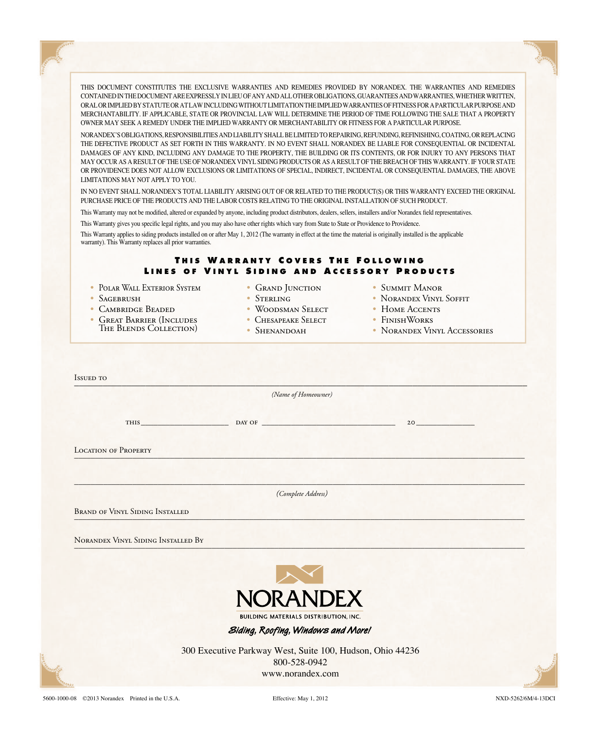THIS DOCUMENT CONSTITUTES THE EXCLUSIVE WARRANTIES AND REMEDIES PROVIDED BY NORANDEX. THE WARRANTIES AND REMEDIES CONTAINED IN THE DOCUMENT ARE EXPRESSLY IN LIEU OF ANY AND ALL OTHER OBLIGATIONS, GUARANTEES AND WARRANTIES, WHETHER WRITTEN, ORAL OR IMPLIED BY STATUTE OR AT LAW INCLUDING WITHOUT LIMITATION THE IMPLIED WARRANTIES OF FITNESS FOR A PARTICULAR PURPOSE AND MERCHANTABILITY. IF APPLICABLE, STATE OR PROVINCIAL LAW WILL DETERMINE THE PERIOD OF TIME FOLLOWING THE SALE THAT A PROPERTY OWNER MAY SEEK A REMEDY UNDER THE IMPLIED WARRANTY OR MERCHANTABILITY OR FITNESS FOR A PARTICULAR PURPOSE.

NORANDEX'S OBLIGATIONS, RESPONSIBILITIES AND LIABILITY SHALL BE LIMITED TO REPAIRING, REFUNDING, REFINISHING, COATING, OR REPLACING THE DEFECTIVE PRODUCT AS SET FORTH IN THIS WARRANTY. IN NO EVENT SHALL NORANDEX BE LIABLE FOR CONSEQUENTIAL OR INCIDENTAL DAMAGES OF ANY KIND, INCLUDING ANY DAMAGE TO THE PROPERTY, THE BUILDING OR ITS CONTENTS, OR FOR INJURY TO ANY PERSONS THAT MAY OCCUR AS A RESULT OF THE USE OF NORANDEX VINYL SIDING PRODUCTS OR AS A RESULT OF THE BREACH OF THIS WARRANTY. IF YOUR STATE OR PROVIDENCE DOES NOT ALLOW EXCLUSIONS OR LIMITATIONS OF SPECIAL, INDIRECT, INCIDENTAL OR CONSEQUENTIAL DAMAGES, THE ABOVE LIMITATIONS MAY NOT APPLY TO YOU.

IN NO EVENT SHALL NORANDEX'S TOTAL LIABILITY ARISING OUT OF OR RELATED TO THE PRODUCT(S) OR THIS WARRANTY EXCEED THE ORIGINAL PURCHASE PRICE OF THE PRODUCTS AND THE LABOR COSTS RELATING TO THE ORIGINAL INSTALLATION OF SUCH PRODUCT.

This Warranty may not be modified, altered or expanded by anyone, including product distributors, dealers, sellers, installers and/or Norandex field representatives.

This Warranty gives you specific legal rights, and you may also have other rights which vary from State to State or Providence to Providence.

This Warranty applies to siding products installed on or after May 1, 2012 (The warranty in effect at the time the material is originally installed is the applicable warranty). This Warranty replaces all prior warranties.

## This Warranty Covers The Following Lines of Vinyl Siding and Accessory Products

- Polar Wall Exterior System
- Sagebrush
- Cambridge Beaded
- Great Barrier (Includes The Blends Collection)
- Grand Junction
- Sterling
- Woodsman Select
- Chesapeake Select
- Shenandoah
- Summit Manor
- Norandex Vinyl Soffit
- Home Accents
- FinishWorks
- Norandex Vinyl Accessories

Issued to ______________________________________________

*(Name of Homeowner)*

this ____________ day of ____________________ 20________

Location of Property ______________________________________________

______________________________________________

*(Complete Address)*

Brand of Vinyl Siding Installed ______________________________________________

Norandex Vinyl Siding Installed By ______________________________________________

NORANDEX
BUILDING MATERIALS DISTRIBUTION, INC.

*Siding, Roofing, Windows and More!*

300 Executive Parkway West, Suite 100, Hudson, Ohio 44236
800-528-0942
www.norandex.com

5600-1000-08 ©2013 Norandex Printed in the U.S.A. Effective: May 1, 2012 NXD-5262/6M/4-13DCI